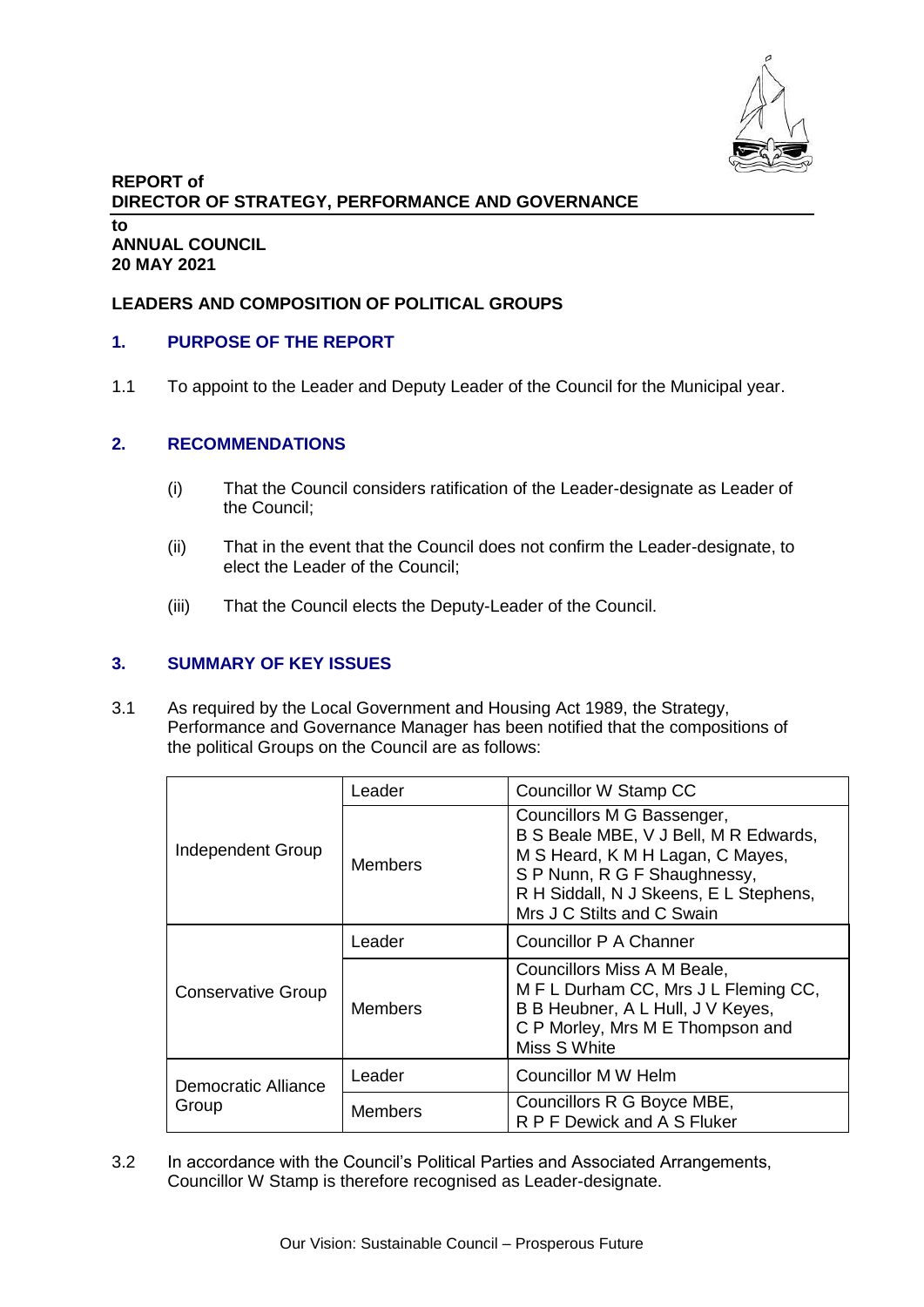**REPORT of**
**DIRECTOR OF STRATEGY, PERFORMANCE AND GOVERNANCE**

**to**
**ANNUAL COUNCIL**
**20 MAY 2021**

**LEADERS AND COMPOSITION OF POLITICAL GROUPS**

## 1. PURPOSE OF THE REPORT

1.1 To appoint to the Leader and Deputy Leader of the Council for the Municipal year.

## 2. RECOMMENDATIONS

(i) That the Council considers ratification of the Leader-designate as Leader of the Council;

(ii) That in the event that the Council does not confirm the Leader-designate, to elect the Leader of the Council;

(iii) That the Council elects the Deputy-Leader of the Council.

## 3. SUMMARY OF KEY ISSUES

3.1 As required by the Local Government and Housing Act 1989, the Strategy, Performance and Governance Manager has been notified that the compositions of the political Groups on the Council are as follows:

| | | |
|---|---|---|
| Independent Group | Leader | Councillor W Stamp CC |
| | Members | Councillors M G Bassenger, B S Beale MBE, V J Bell, M R Edwards, M S Heard, K M H Lagan, C Mayes, S P Nunn, R G F Shaughnessy, R H Siddall, N J Skeens, E L Stephens, Mrs J C Stilts and C Swain |
| Conservative Group | Leader | Councillor P A Channer |
| | Members | Councillors Miss A M Beale, M F L Durham CC, Mrs J L Fleming CC, B B Heubner, A L Hull, J V Keyes, C P Morley, Mrs M E Thompson and Miss S White |
| Democratic Alliance Group | Leader | Councillor M W Helm |
| | Members | Councillors R G Boyce MBE, R P F Dewick and A S Fluker |

3.2 In accordance with the Council's Political Parties and Associated Arrangements, Councillor W Stamp is therefore recognised as Leader-designate.

Our Vision: Sustainable Council – Prosperous Future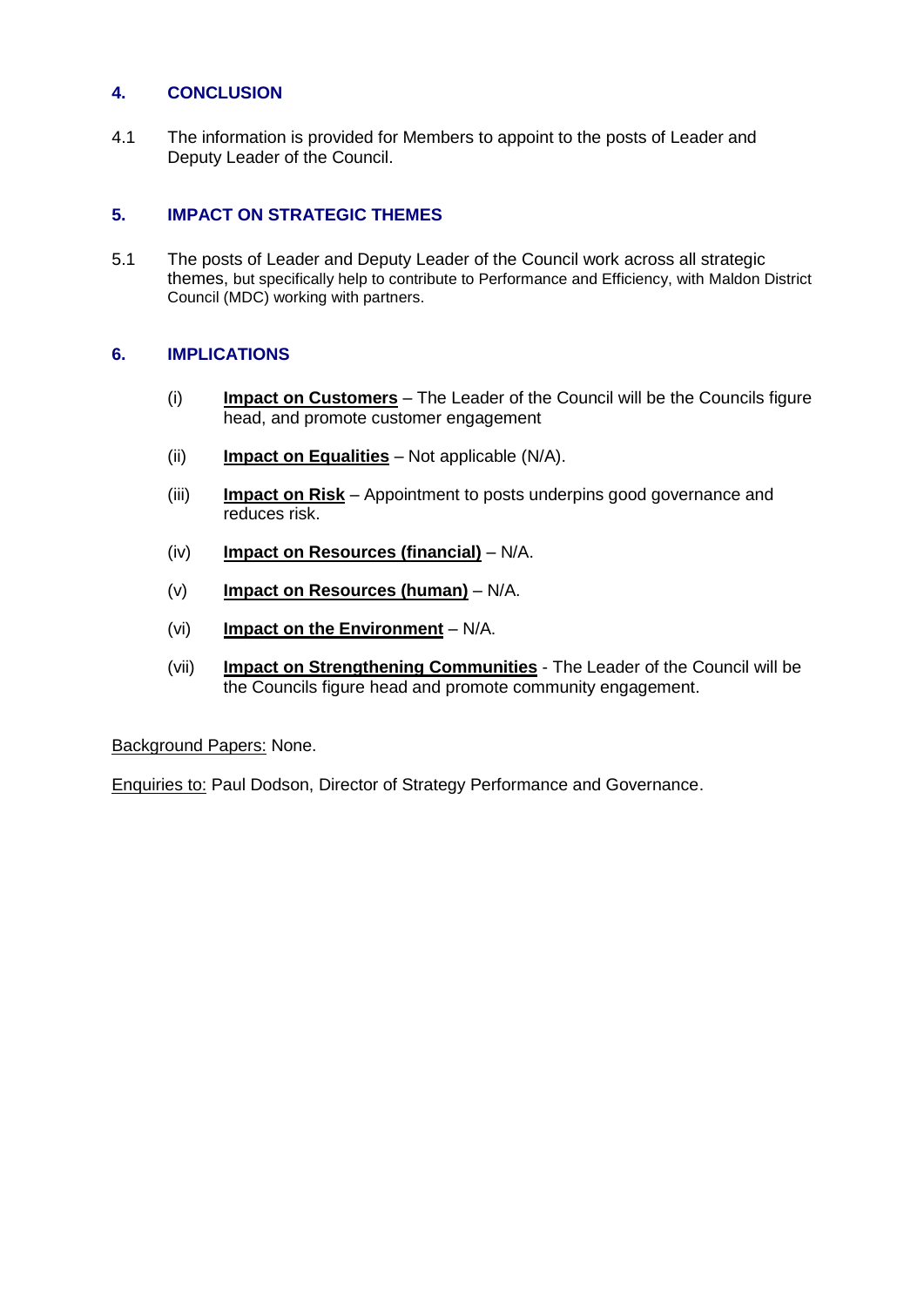## 4. CONCLUSION

4.1 The information is provided for Members to appoint to the posts of Leader and Deputy Leader of the Council.

## 5. IMPACT ON STRATEGIC THEMES

5.1 The posts of Leader and Deputy Leader of the Council work across all strategic themes, but specifically help to contribute to Performance and Efficiency, with Maldon District Council (MDC) working with partners.

## 6. IMPLICATIONS

(i) **Impact on Customers** – The Leader of the Council will be the Councils figure head, and promote customer engagement

(ii) **Impact on Equalities** – Not applicable (N/A).

(iii) **Impact on Risk** – Appointment to posts underpins good governance and reduces risk.

(iv) **Impact on Resources (financial)** – N/A.

(v) **Impact on Resources (human)** – N/A.

(vi) **Impact on the Environment** – N/A.

(vii) **Impact on Strengthening Communities** - The Leader of the Council will be the Councils figure head and promote community engagement.

Background Papers: None.

Enquiries to: Paul Dodson, Director of Strategy Performance and Governance.